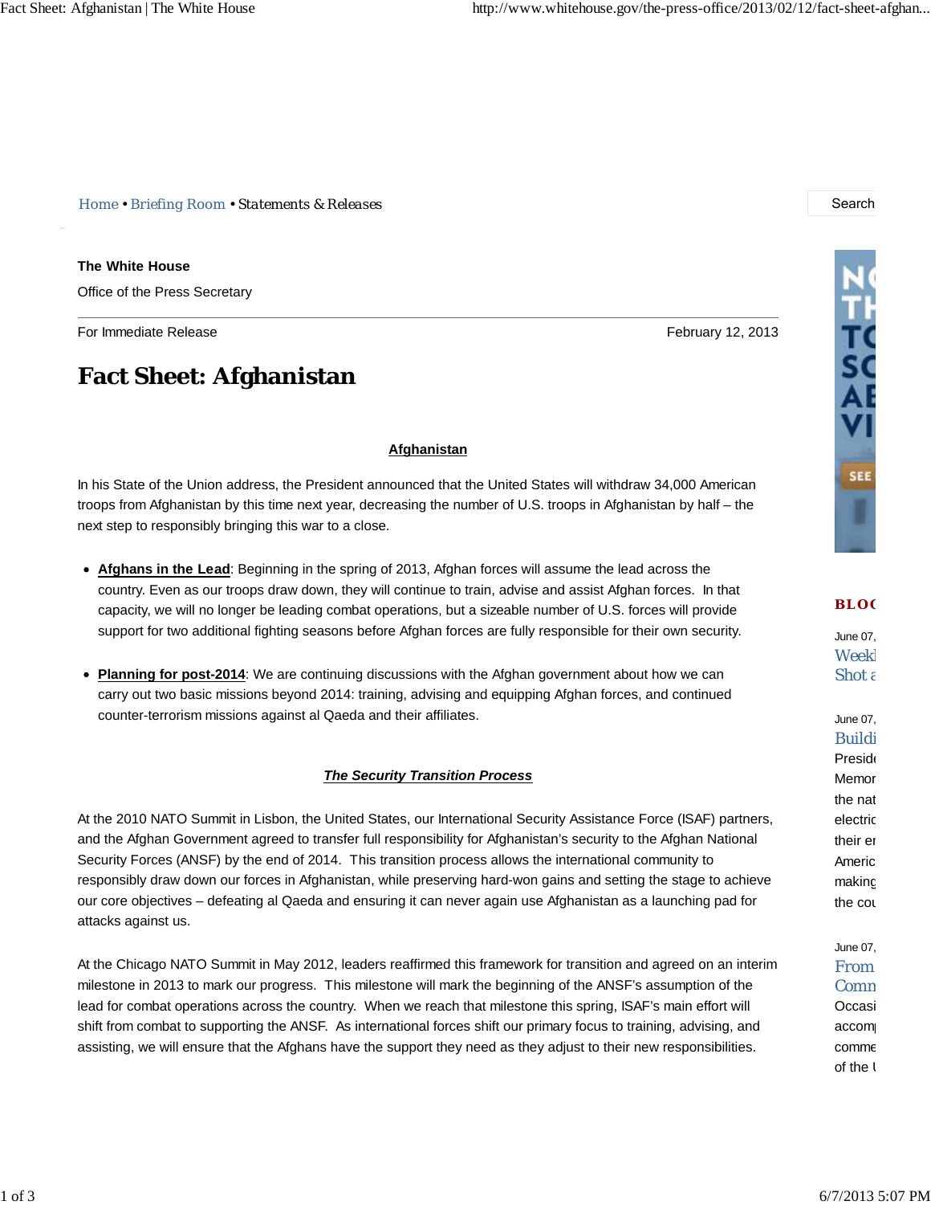Home • Briefing Room • Statements & Releases

**The White House**

Office of the Press Secretary

For Immediate Release — February 12, 2013

# Fact Sheet: Afghanistan

**Afghanistan**

In his State of the Union address, the President announced that the United States will withdraw 34,000 American troops from Afghanistan by this time next year, decreasing the number of U.S. troops in Afghanistan by half – the next step to responsibly bringing this war to a close.

- **Afghans in the Lead**: Beginning in the spring of 2013, Afghan forces will assume the lead across the country. Even as our troops draw down, they will continue to train, advise and assist Afghan forces. In that capacity, we will no longer be leading combat operations, but a sizeable number of U.S. forces will provide support for two additional fighting seasons before Afghan forces are fully responsible for their own security.

- **Planning for post-2014**: We are continuing discussions with the Afghan government about how we can carry out two basic missions beyond 2014: training, advising and equipping Afghan forces, and continued counter-terrorism missions against al Qaeda and their affiliates.

***The Security Transition Process***

At the 2010 NATO Summit in Lisbon, the United States, our International Security Assistance Force (ISAF) partners, and the Afghan Government agreed to transfer full responsibility for Afghanistan's security to the Afghan National Security Forces (ANSF) by the end of 2014. This transition process allows the international community to responsibly draw down our forces in Afghanistan, while preserving hard-won gains and setting the stage to achieve our core objectives – defeating al Qaeda and ensuring it can never again use Afghanistan as a launching pad for attacks against us.

At the Chicago NATO Summit in May 2012, leaders reaffirmed this framework for transition and agreed on an interim milestone in 2013 to mark our progress. This milestone will mark the beginning of the ANSF's assumption of the lead for combat operations across the country. When we reach that milestone this spring, ISAF's main effort will shift from combat to supporting the ANSF. As international forces shift our primary focus to training, advising, and assisting, we will ensure that the Afghans have the support they need as they adjust to their new responsibilities.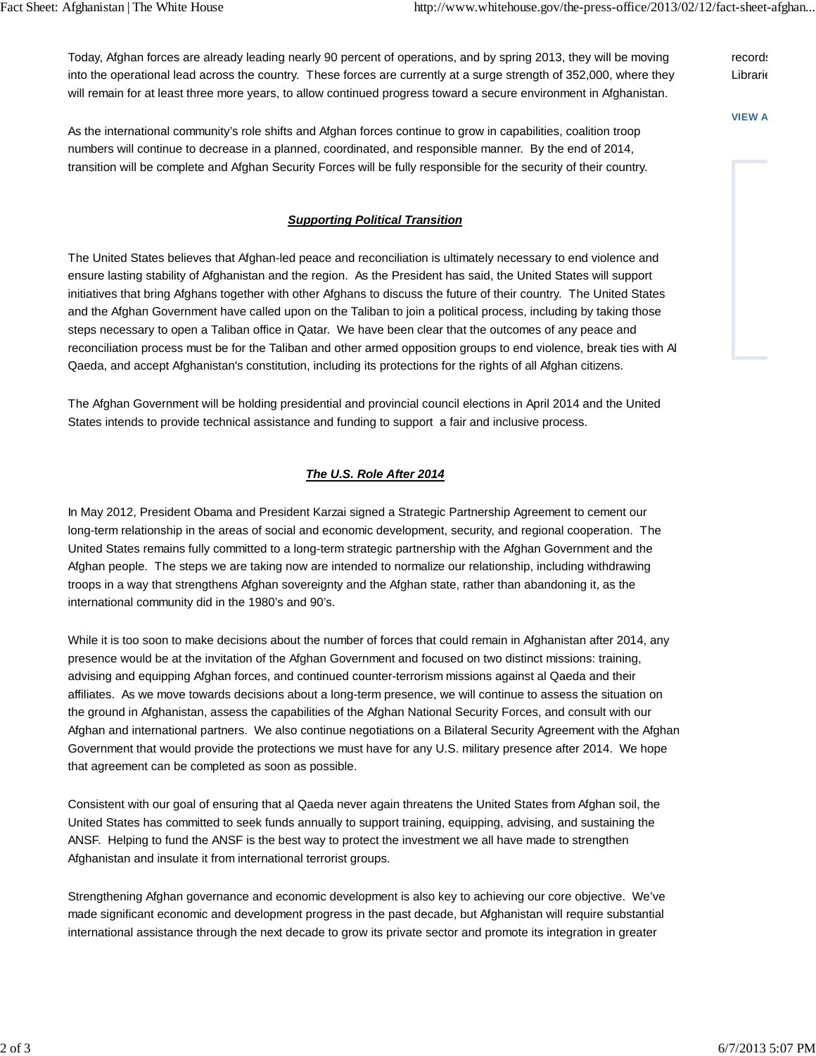Today, Afghan forces are already leading nearly 90 percent of operations, and by spring 2013, they will be moving into the operational lead across the country. These forces are currently at a surge strength of 352,000, where they will remain for at least three more years, to allow continued progress toward a secure environment in Afghanistan.

As the international community's role shifts and Afghan forces continue to grow in capabilities, coalition troop numbers will continue to decrease in a planned, coordinated, and responsible manner. By the end of 2014, transition will be complete and Afghan Security Forces will be fully responsible for the security of their country.

### ***Supporting Political Transition***

The United States believes that Afghan-led peace and reconciliation is ultimately necessary to end violence and ensure lasting stability of Afghanistan and the region. As the President has said, the United States will support initiatives that bring Afghans together with other Afghans to discuss the future of their country. The United States and the Afghan Government have called upon on the Taliban to join a political process, including by taking those steps necessary to open a Taliban office in Qatar. We have been clear that the outcomes of any peace and reconciliation process must be for the Taliban and other armed opposition groups to end violence, break ties with Al Qaeda, and accept Afghanistan's constitution, including its protections for the rights of all Afghan citizens.

The Afghan Government will be holding presidential and provincial council elections in April 2014 and the United States intends to provide technical assistance and funding to support a fair and inclusive process.

### ***The U.S. Role After 2014***

In May 2012, President Obama and President Karzai signed a Strategic Partnership Agreement to cement our long-term relationship in the areas of social and economic development, security, and regional cooperation. The United States remains fully committed to a long-term strategic partnership with the Afghan Government and the Afghan people. The steps we are taking now are intended to normalize our relationship, including withdrawing troops in a way that strengthens Afghan sovereignty and the Afghan state, rather than abandoning it, as the international community did in the 1980's and 90's.

While it is too soon to make decisions about the number of forces that could remain in Afghanistan after 2014, any presence would be at the invitation of the Afghan Government and focused on two distinct missions: training, advising and equipping Afghan forces, and continued counter-terrorism missions against al Qaeda and their affiliates. As we move towards decisions about a long-term presence, we will continue to assess the situation on the ground in Afghanistan, assess the capabilities of the Afghan National Security Forces, and consult with our Afghan and international partners. We also continue negotiations on a Bilateral Security Agreement with the Afghan Government that would provide the protections we must have for any U.S. military presence after 2014. We hope that agreement can be completed as soon as possible.

Consistent with our goal of ensuring that al Qaeda never again threatens the United States from Afghan soil, the United States has committed to seek funds annually to support training, equipping, advising, and sustaining the ANSF. Helping to fund the ANSF is the best way to protect the investment we all have made to strengthen Afghanistan and insulate it from international terrorist groups.

Strengthening Afghan governance and economic development is also key to achieving our core objective. We've made significant economic and development progress in the past decade, but Afghanistan will require substantial international assistance through the next decade to grow its private sector and promote its integration in greater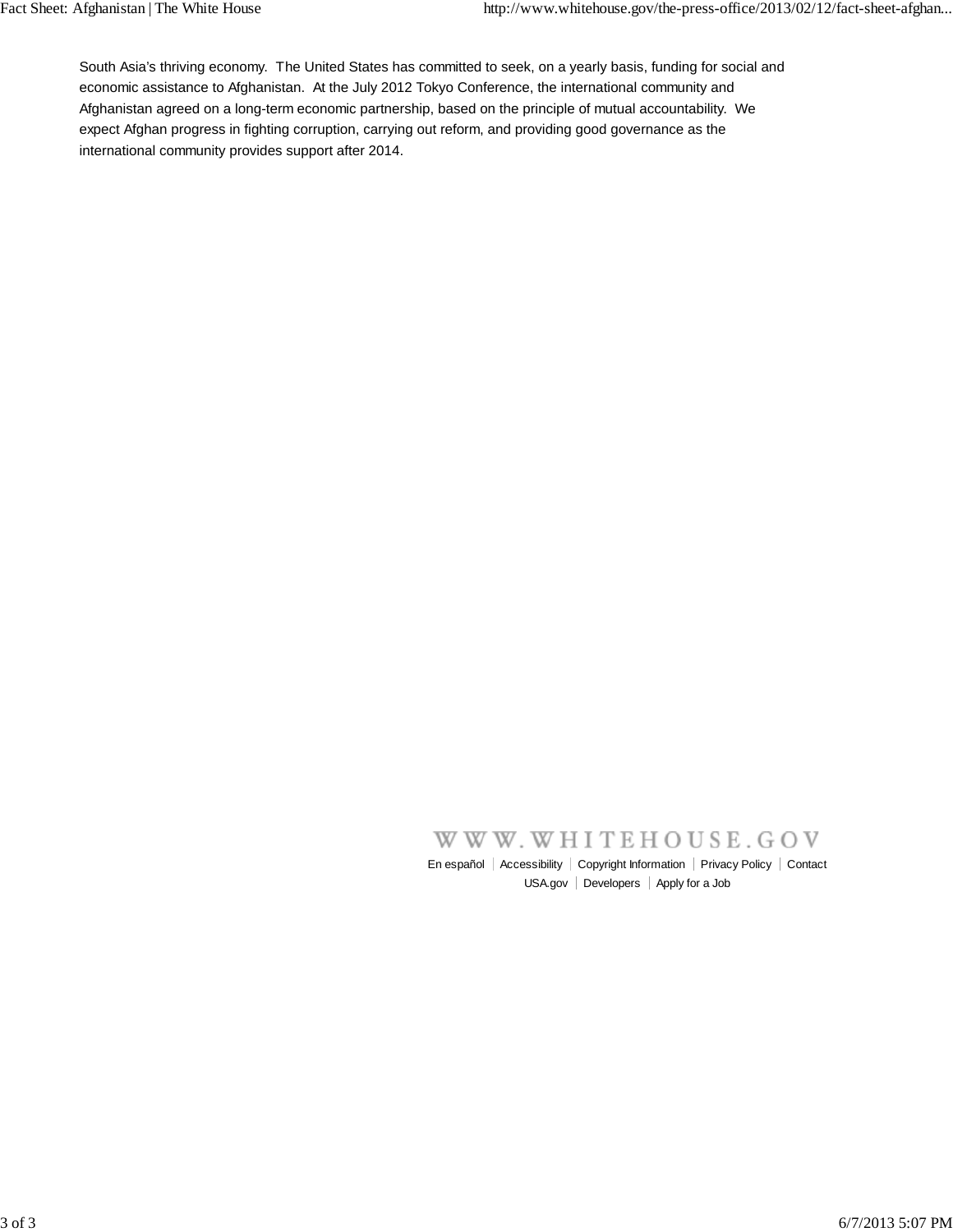South Asia's thriving economy. The United States has committed to seek, on a yearly basis, funding for social and economic assistance to Afghanistan. At the July 2012 Tokyo Conference, the international community and Afghanistan agreed on a long-term economic partnership, based on the principle of mutual accountability. We expect Afghan progress in fighting corruption, carrying out reform, and providing good governance as the international community provides support after 2014.

WWW.WHITEHOUSE.GOV

En español | Accessibility | Copyright Information | Privacy Policy | Contact
USA.gov | Developers | Apply for a Job